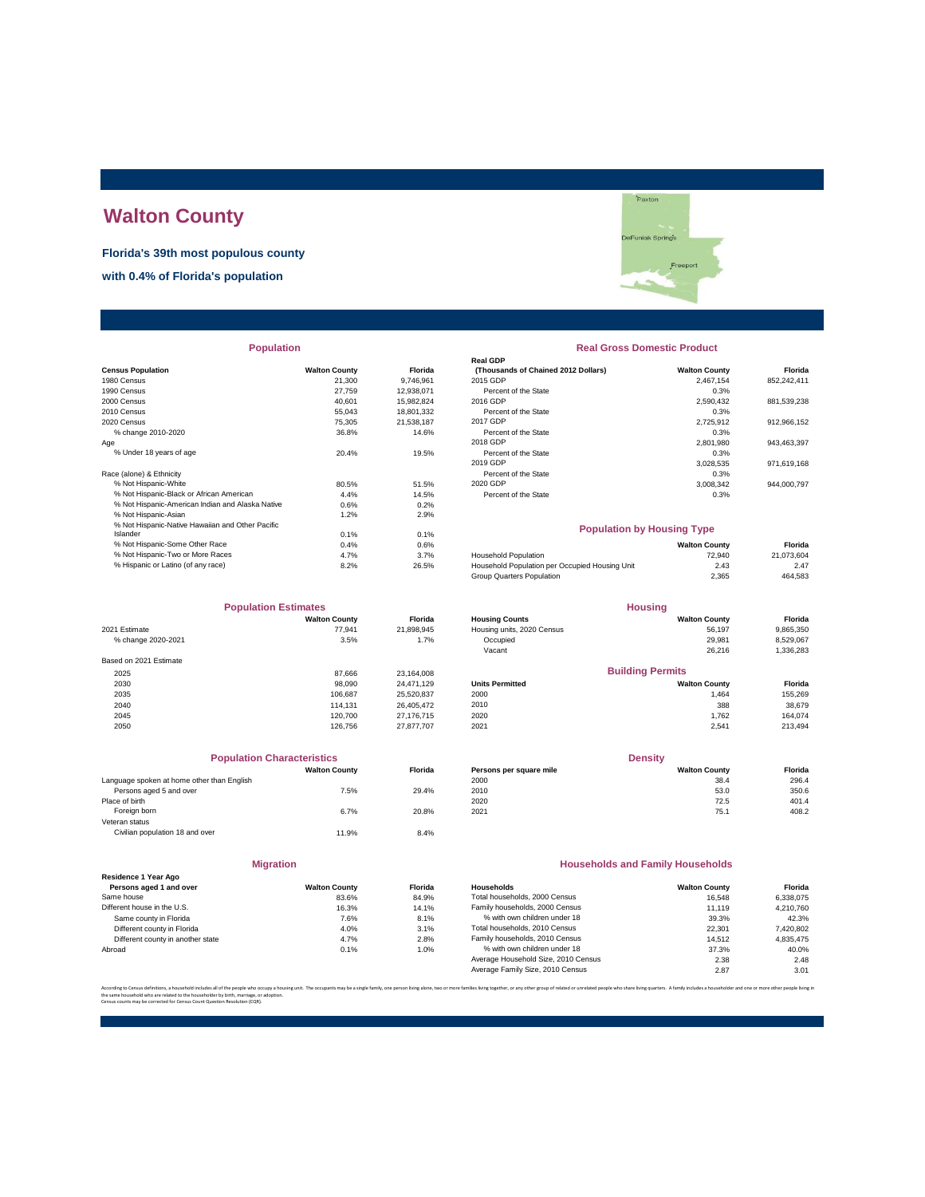# Walton County

**Florida's 39th most populous county**

**with 0.4% of Florida's population**

## Population

| Census Population | Walton County | Florida |
|---|---|---|
| 1980 Census | 21,300 | 9,746,961 |
| 1990 Census | 27,759 | 12,938,071 |
| 2000 Census | 40,601 | 15,982,824 |
| 2010 Census | 55,043 | 18,801,332 |
| 2020 Census | 75,305 | 21,538,187 |
| % change 2010-2020 | 36.8% | 14.6% |
| Age | | |
| % Under 18 years of age | 20.4% | 19.5% |
| Race (alone) & Ethnicity | | |
| % Not Hispanic-White | 80.5% | 51.5% |
| % Not Hispanic-Black or African American | 4.4% | 14.5% |
| % Not Hispanic-American Indian and Alaska Native | 0.6% | 0.2% |
| % Not Hispanic-Asian | 1.2% | 2.9% |
| % Not Hispanic-Native Hawaiian and Other Pacific Islander | 0.1% | 0.1% |
| % Not Hispanic-Some Other Race | 0.4% | 0.6% |
| % Not Hispanic-Two or More Races | 4.7% | 3.7% |
| % Hispanic or Latino (of any race) | 8.2% | 26.5% |

## Real Gross Domestic Product

| Real GDP (Thousands of Chained 2012 Dollars) | Walton County | Florida |
|---|---|---|
| 2015 GDP | 2,467,154 | 852,242,411 |
| Percent of the State | 0.3% | |
| 2016 GDP | 2,590,432 | 881,539,238 |
| Percent of the State | 0.3% | |
| 2017 GDP | 2,725,912 | 912,966,152 |
| Percent of the State | 0.3% | |
| 2018 GDP | 2,801,980 | 943,463,397 |
| Percent of the State | 0.3% | |
| 2019 GDP | 3,028,535 | 971,619,168 |
| Percent of the State | 0.3% | |
| 2020 GDP | 3,008,342 | 944,000,797 |
| Percent of the State | 0.3% | |

## Population by Housing Type

| | Walton County | Florida |
|---|---|---|
| Household Population | 72,940 | 21,073,604 |
| Household Population per Occupied Housing Unit | 2.43 | 2.47 |
| Group Quarters Population | 2,365 | 464,583 |

## Population Estimates

| | Walton County | Florida |
|---|---|---|
| 2021 Estimate | 77,941 | 21,898,945 |
| % change 2020-2021 | 3.5% | 1.7% |
| Based on 2021 Estimate | | |
| 2025 | 87,666 | 23,164,008 |
| 2030 | 98,090 | 24,471,129 |
| 2035 | 106,687 | 25,520,837 |
| 2040 | 114,131 | 26,405,472 |
| 2045 | 120,700 | 27,176,715 |
| 2050 | 126,756 | 27,877,707 |

## Housing

| Housing Counts | Walton County | Florida |
|---|---|---|
| Housing units, 2020 Census | 56,197 | 9,865,350 |
| Occupied | 29,981 | 8,529,067 |
| Vacant | 26,216 | 1,336,283 |

## Building Permits

| Units Permitted | Walton County | Florida |
|---|---|---|
| 2000 | 1,464 | 155,269 |
| 2010 | 388 | 38,679 |
| 2020 | 1,762 | 164,074 |
| 2021 | 2,541 | 213,494 |

## Population Characteristics

| | Walton County | Florida |
|---|---|---|
| Language spoken at home other than English | | |
| Persons aged 5 and over | 7.5% | 29.4% |
| Place of birth | | |
| Foreign born | 6.7% | 20.8% |
| Veteran status | | |
| Civilian population 18 and over | 11.9% | 8.4% |

## Density

| Persons per square mile | Walton County | Florida |
|---|---|---|
| 2000 | 38.4 | 296.4 |
| 2010 | 53.0 | 350.6 |
| 2020 | 72.5 | 401.4 |
| 2021 | 75.1 | 408.2 |

## Migration

| Residence 1 Year Ago Persons aged 1 and over | Walton County | Florida |
|---|---|---|
| Same house | 83.6% | 84.9% |
| Different house in the U.S. | 16.3% | 14.1% |
| Same county in Florida | 7.6% | 8.1% |
| Different county in Florida | 4.0% | 3.1% |
| Different county in another state | 4.7% | 2.8% |
| Abroad | 0.1% | 1.0% |

## Households and Family Households

| Households | Walton County | Florida |
|---|---|---|
| Total households, 2000 Census | 16,548 | 6,338,075 |
| Family households, 2000 Census | 11,119 | 4,210,760 |
| % with own children under 18 | 39.3% | 42.3% |
| Total households, 2010 Census | 22,301 | 7,420,802 |
| Family households, 2010 Census | 14,512 | 4,835,475 |
| % with own children under 18 | 37.3% | 40.0% |
| Average Household Size, 2010 Census | 2.38 | 2.48 |
| Average Family Size, 2010 Census | 2.87 | 3.01 |

According to Census definitions, a household includes all of the people who occupy a housing unit. The occupants may be a single family, one person living alone, two or more families living together, or any other group of related or unrelated people who share living quarters. A family includes a householder and one or more other people living in the same household who are related to the householder by birth, marriage, or adoption.
Census counts may be corrected for Census Count Question Resolution (CQR).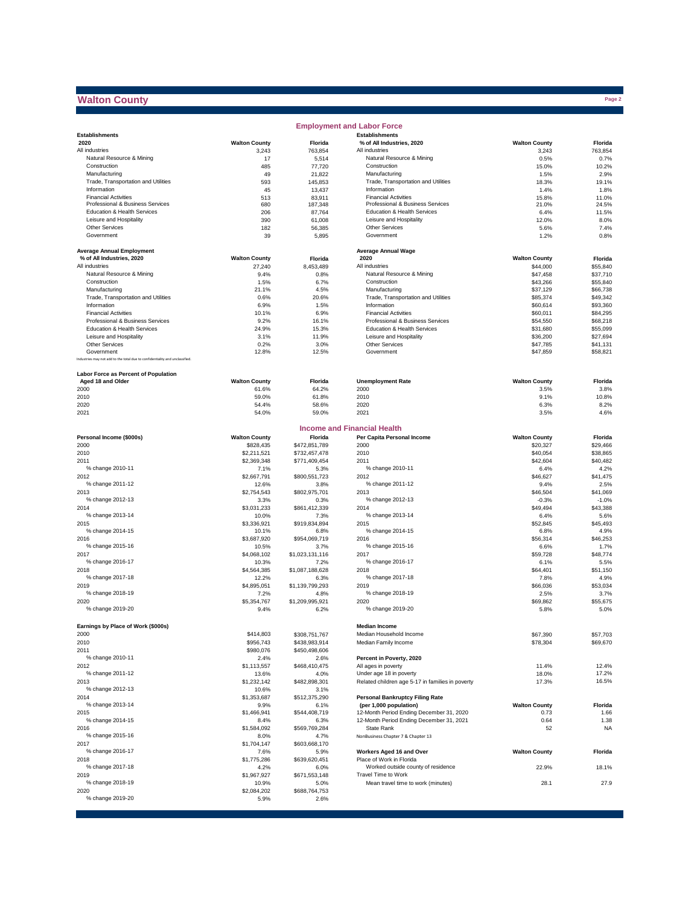# Walton County

## Employment and Labor Force

| Establishments 2020 | Walton County | Florida |
|---|---|---|
| All industries | 3,243 | 763,854 |
| Natural Resource & Mining | 17 | 5,514 |
| Construction | 485 | 77,720 |
| Manufacturing | 49 | 21,822 |
| Trade, Transportation and Utilities | 593 | 145,853 |
| Information | 45 | 13,437 |
| Financial Activities | 513 | 83,911 |
| Professional & Business Services | 680 | 187,348 |
| Education & Health Services | 206 | 87,764 |
| Leisure and Hospitality | 390 | 61,008 |
| Other Services | 182 | 56,385 |
| Government | 39 | 5,895 |

| Establishments % of All Industries, 2020 | Walton County | Florida |
|---|---|---|
| All industries | 3,243 | 763,854 |
| Natural Resource & Mining | 0.5% | 0.7% |
| Construction | 15.0% | 10.2% |
| Manufacturing | 1.5% | 2.9% |
| Trade, Transportation and Utilities | 18.3% | 19.1% |
| Information | 1.4% | 1.8% |
| Financial Activities | 15.8% | 11.0% |
| Professional & Business Services | 21.0% | 24.5% |
| Education & Health Services | 6.4% | 11.5% |
| Leisure and Hospitality | 12.0% | 8.0% |
| Other Services | 5.6% | 7.4% |
| Government | 1.2% | 0.8% |

| Average Annual Employment % of All Industries, 2020 | Walton County | Florida |
|---|---|---|
| All industries | 27,240 | 8,453,489 |
| Natural Resource & Mining | 9.4% | 0.8% |
| Construction | 1.5% | 6.7% |
| Manufacturing | 21.1% | 4.5% |
| Trade, Transportation and Utilities | 0.6% | 20.6% |
| Information | 6.9% | 1.5% |
| Financial Activities | 10.1% | 6.9% |
| Professional & Business Services | 9.2% | 16.1% |
| Education & Health Services | 24.9% | 15.3% |
| Leisure and Hospitality | 3.1% | 11.9% |
| Other Services | 0.2% | 3.0% |
| Government | 12.8% | 12.5% |

Industries may not add to the total due to confidentiality and unclassified.

| Average Annual Wage 2020 | Walton County | Florida |
|---|---|---|
| All industries | $44,000 | $55,840 |
| Natural Resource & Mining | $47,458 | $37,710 |
| Construction | $43,266 | $55,840 |
| Manufacturing | $37,129 | $66,738 |
| Trade, Transportation and Utilities | $85,374 | $49,342 |
| Information | $60,614 | $93,360 |
| Financial Activities | $60,011 | $84,295 |
| Professional & Business Services | $54,550 | $68,218 |
| Education & Health Services | $31,680 | $55,099 |
| Leisure and Hospitality | $36,200 | $27,694 |
| Other Services | $47,785 | $41,131 |
| Government | $47,859 | $58,821 |

| Labor Force as Percent of Population Aged 18 and Older | Walton County | Florida |
|---|---|---|
| 2000 | 61.6% | 64.2% |
| 2010 | 59.0% | 61.8% |
| 2020 | 54.4% | 58.6% |
| 2021 | 54.0% | 59.0% |

| Unemployment Rate | Walton County | Florida |
|---|---|---|
| 2000 | 3.5% | 3.8% |
| 2010 | 9.1% | 10.8% |
| 2020 | 6.3% | 8.2% |
| 2021 | 3.5% | 4.6% |

## Income and Financial Health

| Personal Income ($000s) | Walton County | Florida |
|---|---|---|
| 2000 | $828,435 | $472,851,789 |
| 2010 | $2,211,521 | $732,457,478 |
| 2011 | $2,369,348 | $771,409,454 |
| % change 2010-11 | 7.1% | 5.3% |
| 2012 | $2,667,791 | $800,551,723 |
| % change 2011-12 | 12.6% | 3.8% |
| 2013 | $2,754,543 | $802,975,701 |
| % change 2012-13 | 3.3% | 0.3% |
| 2014 | $3,031,233 | $861,412,339 |
| % change 2013-14 | 10.0% | 7.3% |
| 2015 | $3,336,921 | $919,834,894 |
| % change 2014-15 | 10.1% | 6.8% |
| 2016 | $3,687,920 | $954,069,719 |
| % change 2015-16 | 10.5% | 3.7% |
| 2017 | $4,068,102 | $1,023,131,116 |
| % change 2016-17 | 10.3% | 7.2% |
| 2018 | $4,564,385 | $1,087,188,628 |
| % change 2017-18 | 12.2% | 6.3% |
| 2019 | $4,895,051 | $1,139,799,293 |
| % change 2018-19 | 7.2% | 4.8% |
| 2020 | $5,354,767 | $1,209,995,921 |
| % change 2019-20 | 9.4% | 6.2% |

| Per Capita Personal Income | Walton County | Florida |
|---|---|---|
| 2000 | $20,327 | $29,466 |
| 2010 | $40,054 | $38,865 |
| 2011 | $42,604 | $40,482 |
| % change 2010-11 | 6.4% | 4.2% |
| 2012 | $46,627 | $41,475 |
| % change 2011-12 | 9.4% | 2.5% |
| 2013 | $46,504 | $41,069 |
| % change 2012-13 | -0.3% | -1.0% |
| 2014 | $49,494 | $43,388 |
| % change 2013-14 | 6.4% | 5.6% |
| 2015 | $52,845 | $45,493 |
| % change 2014-15 | 6.8% | 4.9% |
| 2016 | $56,314 | $46,253 |
| % change 2015-16 | 6.6% | 1.7% |
| 2017 | $59,728 | $48,774 |
| % change 2016-17 | 6.1% | 5.5% |
| 2018 | $64,401 | $51,150 |
| % change 2017-18 | 7.8% | 4.9% |
| 2019 | $66,036 | $53,034 |
| % change 2018-19 | 2.5% | 3.7% |
| 2020 | $69,862 | $55,675 |
| % change 2019-20 | 5.8% | 5.0% |

| Earnings by Place of Work ($000s) | Walton County | Florida |
|---|---|---|
| 2000 | $414,803 | $308,751,767 |
| 2010 | $956,743 | $438,983,914 |
| 2011 | $980,076 | $450,498,606 |
| % change 2010-11 | 2.4% | 2.6% |
| 2012 | $1,113,557 | $468,410,475 |
| % change 2011-12 | 13.6% | 4.0% |
| 2013 | $1,232,142 | $482,898,301 |
| % change 2012-13 | 10.6% | 3.1% |
| 2014 | $1,353,687 | $512,375,290 |
| % change 2013-14 | 9.9% | 6.1% |
| 2015 | $1,466,941 | $544,408,719 |
| % change 2014-15 | 8.4% | 6.3% |
| 2016 | $1,584,092 | $569,769,284 |
| % change 2015-16 | 8.0% | 4.7% |
| 2017 | $1,704,147 | $603,668,170 |
| % change 2016-17 | 7.6% | 5.9% |
| 2018 | $1,775,286 | $639,620,451 |
| % change 2017-18 | 4.2% | 6.0% |
| 2019 | $1,967,927 | $671,553,148 |
| % change 2018-19 | 10.9% | 5.0% |
| 2020 | $2,084,202 | $688,764,753 |
| % change 2019-20 | 5.9% | 2.6% |

| Median Income | Walton County | Florida |
|---|---|---|
| Median Household Income | $67,390 | $57,703 |
| Median Family Income | $78,304 | $69,670 |

| Percent in Poverty, 2020 | Walton County | Florida |
|---|---|---|
| All ages in poverty | 11.4% | 12.4% |
| Under age 18 in poverty | 18.0% | 17.2% |
| Related children age 5-17 in families in poverty | 17.3% | 16.5% |

| Personal Bankruptcy Filing Rate (per 1,000 population) | Walton County | Florida |
|---|---|---|
| 12-Month Period Ending December 31, 2020 | 0.73 | 1.66 |
| 12-Month Period Ending December 31, 2021 | 0.64 | 1.38 |
| State Rank | 52 | NA |

NonBusiness Chapter 7 & Chapter 13

| Workers Aged 16 and Over | Walton County | Florida |
|---|---|---|
| Place of Work in Florida | | |
| Worked outside county of residence | 22.9% | 18.1% |
| Travel Time to Work | | |
| Mean travel time to work (minutes) | 28.1 | 27.9 |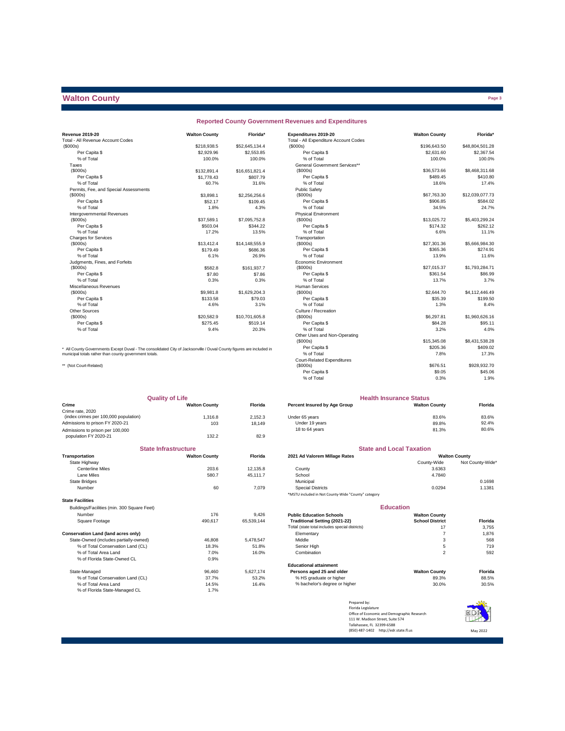# Walton County

## Reported County Government Revenues and Expenditures

| Revenue 2019-20 | Walton County | Florida* |
|---|---|---|
| Total - All Revenue Account Codes | | |
| ($000s) | $218,938.5 | $52,645,134.4 |
| Per Capita $ | $2,929.96 | $2,553.85 |
| % of Total | 100.0% | 100.0% |
| Taxes | | |
| ($000s) | $132,891.4 | $16,651,821.4 |
| Per Capita $ | $1,778.43 | $807.79 |
| % of Total | 60.7% | 31.6% |
| Permits, Fee, and Special Assessments | | |
| ($000s) | $3,898.1 | $2,256,256.6 |
| Per Capita $ | $52.17 | $109.45 |
| % of Total | 1.8% | 4.3% |
| Intergovernmental Revenues | | |
| ($000s) | $37,589.1 | $7,095,752.8 |
| Per Capita $ | $503.04 | $344.22 |
| % of Total | 17.2% | 13.5% |
| Charges for Services | | |
| ($000s) | $13,412.4 | $14,148,555.9 |
| Per Capita $ | $179.49 | $686.36 |
| % of Total | 6.1% | 26.9% |
| Judgments, Fines, and Forfeits | | |
| ($000s) | $582.8 | $161,937.7 |
| Per Capita $ | $7.80 | $7.86 |
| % of Total | 0.3% | 0.3% |
| Miscellaneous Revenues | | |
| ($000s) | $9,981.8 | $1,629,204.3 |
| Per Capita $ | $133.58 | $79.03 |
| % of Total | 4.6% | 3.1% |
| Other Sources | | |
| ($000s) | $20,582.9 | $10,701,605.8 |
| Per Capita $ | $275.45 | $519.14 |
| % of Total | 9.4% | 20.3% |

\* All County Governments Except Duval - The consolidated City of Jacksonville / Duval County figures are included in municipal totals rather than county government totals.

\*\* (Not Court-Related)

| Expenditures 2019-20 | Walton County | Florida* |
|---|---|---|
| Total - All Expenditure Account Codes | | |
| ($000s) | $196,643.50 | $48,804,501.28 |
| Per Capita $ | $2,631.60 | $2,367.54 |
| % of Total | 100.0% | 100.0% |
| General Government Services** | | |
| ($000s) | $36,573.66 | $8,468,311.68 |
| Per Capita $ | $489.45 | $410.80 |
| % of Total | 18.6% | 17.4% |
| Public Safety | | |
| ($000s) | $67,763.30 | $12,039,077.73 |
| Per Capita $ | $906.85 | $584.02 |
| % of Total | 34.5% | 24.7% |
| Physical Environment | | |
| ($000s) | $13,025.72 | $5,403,299.24 |
| Per Capita $ | $174.32 | $262.12 |
| % of Total | 6.6% | 11.1% |
| Transportation | | |
| ($000s) | $27,301.36 | $5,666,984.30 |
| Per Capita $ | $365.36 | $274.91 |
| % of Total | 13.9% | 11.6% |
| Economic Environment | | |
| ($000s) | $27,015.37 | $1,793,284.71 |
| Per Capita $ | $361.54 | $86.99 |
| % of Total | 13.7% | 3.7% |
| Human Services | | |
| ($000s) | $2,644.70 | $4,112,446.49 |
| Per Capita $ | $35.39 | $199.50 |
| % of Total | 1.3% | 8.4% |
| Culture / Recreation | | |
| ($000s) | $6,297.81 | $1,960,626.16 |
| Per Capita $ | $84.28 | $95.11 |
| % of Total | 3.2% | 4.0% |
| Other Uses and Non-Operating | | |
| ($000s) | $15,345.08 | $8,431,538.28 |
| Per Capita $ | $205.36 | $409.02 |
| % of Total | 7.8% | 17.3% |
| Court-Related Expenditures | | |
| ($000s) | $676.51 | $928,932.70 |
| Per Capita $ | $9.05 | $45.06 |
| % of Total | 0.3% | 1.9% |

## Quality of Life

| Crime | Walton County | Florida |
|---|---|---|
| Crime rate, 2020 (index crimes per 100,000 population) | 1,316.8 | 2,152.3 |
| Admissions to prison FY 2020-21 | 103 | 18,149 |
| Admissions to prison per 100,000 population FY 2020-21 | 132.2 | 82.9 |

## Health Insurance Status

| Percent Insured by Age Group | Walton County | Florida |
|---|---|---|
| Under 65 years | 83.6% | 83.6% |
| Under 19 years | 89.8% | 92.4% |
| 18 to 64 years | 81.3% | 80.6% |

## State Infrastructure

| Transportation | Walton County | Florida |
|---|---|---|
| State Highway | | |
| Centerline Miles | 203.6 | 12,135.8 |
| Lane Miles | 580.7 | 45,111.7 |
| State Bridges | | |
| Number | 60 | 7,079 |

| State Facilities | Walton County | Florida |
|---|---|---|
| Buildings/Facilities (min. 300 Square Feet) | | |
| Number | 176 | 9,426 |
| Square Footage | 490,617 | 65,539,144 |

| Conservation Land (land acres only) | Walton County | Florida |
|---|---|---|
| State-Owned (includes partially-owned) | 46,808 | 5,478,547 |
| % of Total Conservation Land (CL) | 18.3% | 51.8% |
| % of Total Area Land | 7.0% | 16.0% |
| % of Florida State-Owned CL | 0.9% | |
| State-Managed | 96,460 | 5,627,174 |
| % of Total Conservation Land (CL) | 37.7% | 53.2% |
| % of Total Area Land | 14.5% | 16.4% |
| % of Florida State-Managed CL | 1.7% | |

## State and Local Taxation

| 2021 Ad Valorem Millage Rates | Walton County County-Wide | Walton County Not County-Wide* |
|---|---|---|
| County | 3.6363 | |
| School | 4.7840 | |
| Municipal | | 0.1698 |
| Special Districts | 0.0294 | 1.1381 |

\*MSTU included in Not County-Wide "County" category

## Education

| Public Education Schools Traditional Setting (2021-22) | Walton County School District | Florida |
|---|---|---|
| Total (state total includes special districts) | 17 | 3,755 |
| Elementary | 7 | 1,876 |
| Middle | 3 | 568 |
| Senior High | 5 | 719 |
| Combination | 2 | 592 |

| Educational attainment Persons aged 25 and older | Walton County | Florida |
|---|---|---|
| % HS graduate or higher | 89.3% | 88.5% |
| % bachelor's degree or higher | 30.0% | 30.5% |

Prepared by:
Florida Legislature
Office of Economic and Demographic Research
111 W. Madison Street, Suite 574
Tallahassee, FL 32399-6588
(850) 487-1402 http://edr.state.fl.us

May 2022